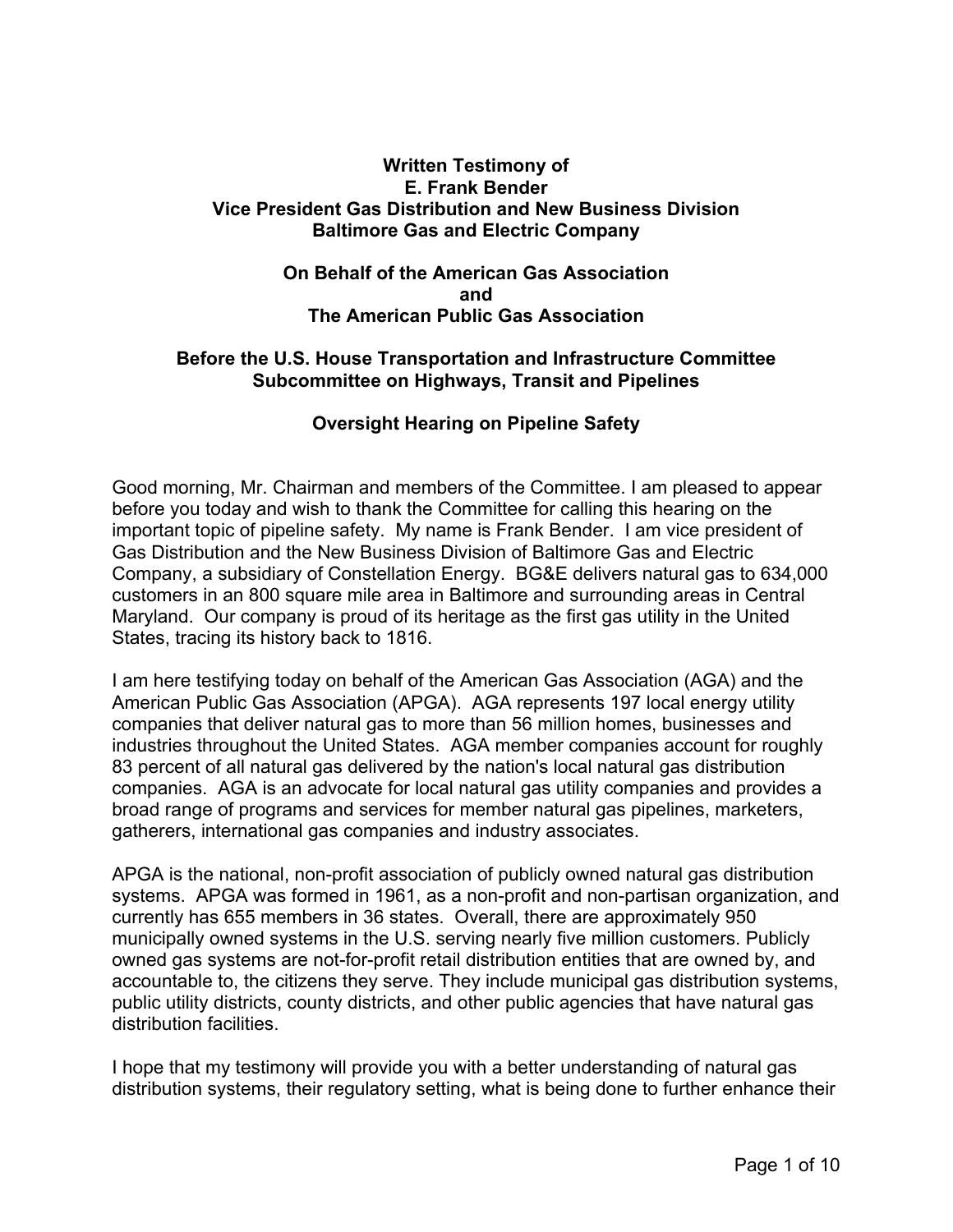**Written Testimony of**
**E. Frank Bender**
**Vice President Gas Distribution and New Business Division**
**Baltimore Gas and Electric Company**

**On Behalf of the American Gas Association**
**and**
**The American Public Gas Association**

**Before the U.S. House Transportation and Infrastructure Committee**
**Subcommittee on Highways, Transit and Pipelines**

**Oversight Hearing on Pipeline Safety**

Good morning, Mr. Chairman and members of the Committee. I am pleased to appear before you today and wish to thank the Committee for calling this hearing on the important topic of pipeline safety. My name is Frank Bender. I am vice president of Gas Distribution and the New Business Division of Baltimore Gas and Electric Company, a subsidiary of Constellation Energy. BG&E delivers natural gas to 634,000 customers in an 800 square mile area in Baltimore and surrounding areas in Central Maryland. Our company is proud of its heritage as the first gas utility in the United States, tracing its history back to 1816.

I am here testifying today on behalf of the American Gas Association (AGA) and the American Public Gas Association (APGA). AGA represents 197 local energy utility companies that deliver natural gas to more than 56 million homes, businesses and industries throughout the United States. AGA member companies account for roughly 83 percent of all natural gas delivered by the nation's local natural gas distribution companies. AGA is an advocate for local natural gas utility companies and provides a broad range of programs and services for member natural gas pipelines, marketers, gatherers, international gas companies and industry associates.

APGA is the national, non-profit association of publicly owned natural gas distribution systems. APGA was formed in 1961, as a non-profit and non-partisan organization, and currently has 655 members in 36 states. Overall, there are approximately 950 municipally owned systems in the U.S. serving nearly five million customers. Publicly owned gas systems are not-for-profit retail distribution entities that are owned by, and accountable to, the citizens they serve. They include municipal gas distribution systems, public utility districts, county districts, and other public agencies that have natural gas distribution facilities.

I hope that my testimony will provide you with a better understanding of natural gas distribution systems, their regulatory setting, what is being done to further enhance their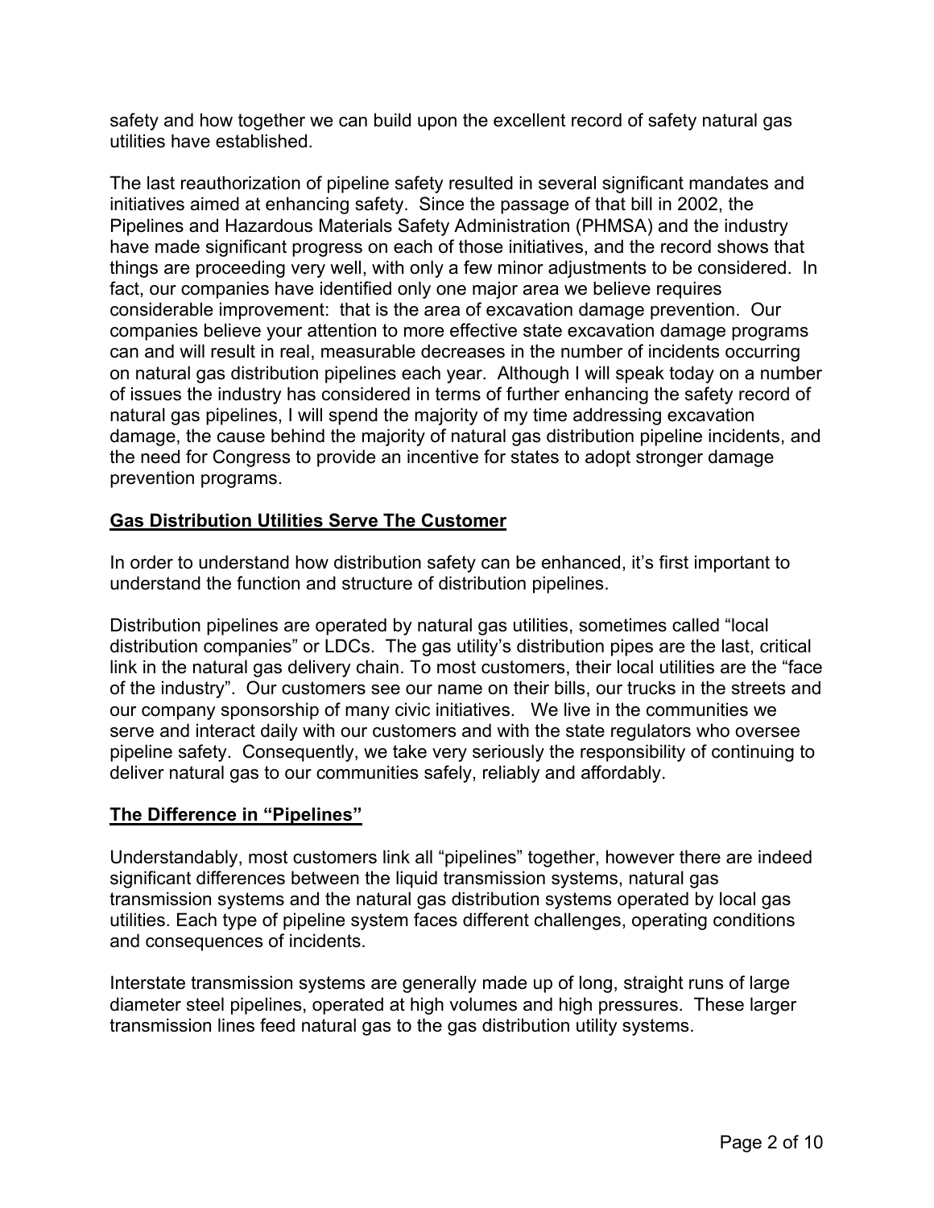safety and how together we can build upon the excellent record of safety natural gas utilities have established.

The last reauthorization of pipeline safety resulted in several significant mandates and initiatives aimed at enhancing safety. Since the passage of that bill in 2002, the Pipelines and Hazardous Materials Safety Administration (PHMSA) and the industry have made significant progress on each of those initiatives, and the record shows that things are proceeding very well, with only a few minor adjustments to be considered. In fact, our companies have identified only one major area we believe requires considerable improvement: that is the area of excavation damage prevention. Our companies believe your attention to more effective state excavation damage programs can and will result in real, measurable decreases in the number of incidents occurring on natural gas distribution pipelines each year. Although I will speak today on a number of issues the industry has considered in terms of further enhancing the safety record of natural gas pipelines, I will spend the majority of my time addressing excavation damage, the cause behind the majority of natural gas distribution pipeline incidents, and the need for Congress to provide an incentive for states to adopt stronger damage prevention programs.

## Gas Distribution Utilities Serve The Customer

In order to understand how distribution safety can be enhanced, it's first important to understand the function and structure of distribution pipelines.

Distribution pipelines are operated by natural gas utilities, sometimes called "local distribution companies" or LDCs. The gas utility's distribution pipes are the last, critical link in the natural gas delivery chain. To most customers, their local utilities are the "face of the industry". Our customers see our name on their bills, our trucks in the streets and our company sponsorship of many civic initiatives. We live in the communities we serve and interact daily with our customers and with the state regulators who oversee pipeline safety. Consequently, we take very seriously the responsibility of continuing to deliver natural gas to our communities safely, reliably and affordably.

## The Difference in "Pipelines"

Understandably, most customers link all "pipelines" together, however there are indeed significant differences between the liquid transmission systems, natural gas transmission systems and the natural gas distribution systems operated by local gas utilities. Each type of pipeline system faces different challenges, operating conditions and consequences of incidents.

Interstate transmission systems are generally made up of long, straight runs of large diameter steel pipelines, operated at high volumes and high pressures. These larger transmission lines feed natural gas to the gas distribution utility systems.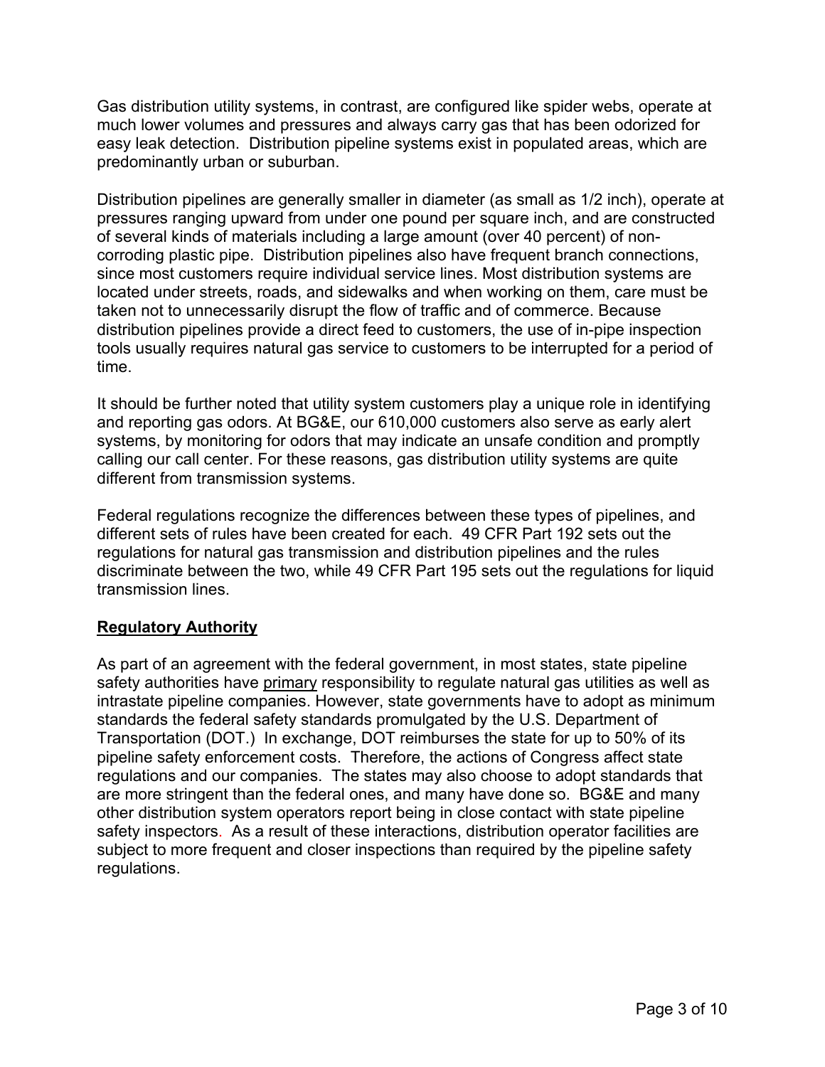Gas distribution utility systems, in contrast, are configured like spider webs, operate at much lower volumes and pressures and always carry gas that has been odorized for easy leak detection. Distribution pipeline systems exist in populated areas, which are predominantly urban or suburban.

Distribution pipelines are generally smaller in diameter (as small as 1/2 inch), operate at pressures ranging upward from under one pound per square inch, and are constructed of several kinds of materials including a large amount (over 40 percent) of non-corroding plastic pipe. Distribution pipelines also have frequent branch connections, since most customers require individual service lines. Most distribution systems are located under streets, roads, and sidewalks and when working on them, care must be taken not to unnecessarily disrupt the flow of traffic and of commerce. Because distribution pipelines provide a direct feed to customers, the use of in-pipe inspection tools usually requires natural gas service to customers to be interrupted for a period of time.

It should be further noted that utility system customers play a unique role in identifying and reporting gas odors. At BG&E, our 610,000 customers also serve as early alert systems, by monitoring for odors that may indicate an unsafe condition and promptly calling our call center. For these reasons, gas distribution utility systems are quite different from transmission systems.

Federal regulations recognize the differences between these types of pipelines, and different sets of rules have been created for each. 49 CFR Part 192 sets out the regulations for natural gas transmission and distribution pipelines and the rules discriminate between the two, while 49 CFR Part 195 sets out the regulations for liquid transmission lines.

## Regulatory Authority

As part of an agreement with the federal government, in most states, state pipeline safety authorities have primary responsibility to regulate natural gas utilities as well as intrastate pipeline companies. However, state governments have to adopt as minimum standards the federal safety standards promulgated by the U.S. Department of Transportation (DOT.) In exchange, DOT reimburses the state for up to 50% of its pipeline safety enforcement costs. Therefore, the actions of Congress affect state regulations and our companies. The states may also choose to adopt standards that are more stringent than the federal ones, and many have done so. BG&E and many other distribution system operators report being in close contact with state pipeline safety inspectors. As a result of these interactions, distribution operator facilities are subject to more frequent and closer inspections than required by the pipeline safety regulations.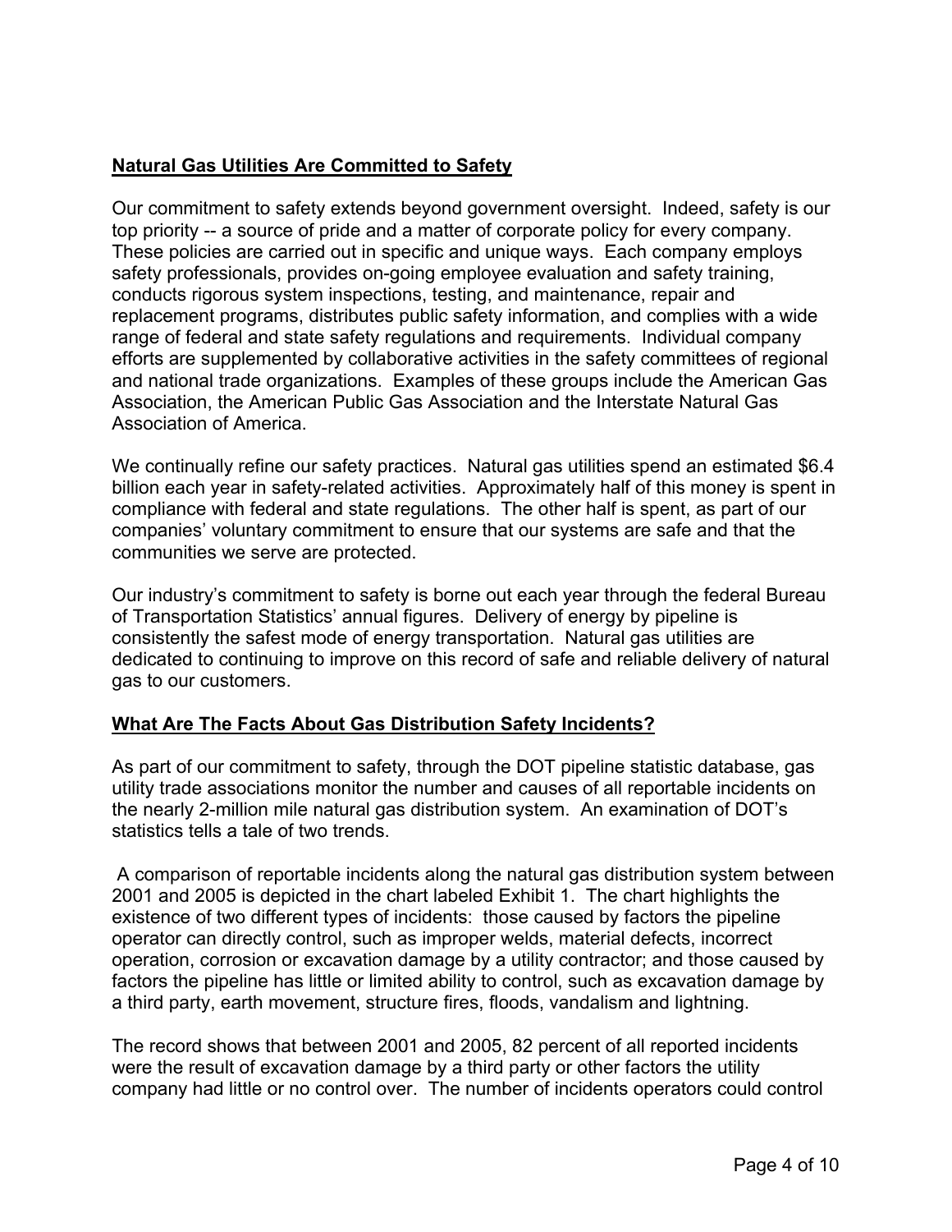## Natural Gas Utilities Are Committed to Safety

Our commitment to safety extends beyond government oversight. Indeed, safety is our top priority -- a source of pride and a matter of corporate policy for every company. These policies are carried out in specific and unique ways. Each company employs safety professionals, provides on-going employee evaluation and safety training, conducts rigorous system inspections, testing, and maintenance, repair and replacement programs, distributes public safety information, and complies with a wide range of federal and state safety regulations and requirements. Individual company efforts are supplemented by collaborative activities in the safety committees of regional and national trade organizations. Examples of these groups include the American Gas Association, the American Public Gas Association and the Interstate Natural Gas Association of America.

We continually refine our safety practices. Natural gas utilities spend an estimated $6.4 billion each year in safety-related activities. Approximately half of this money is spent in compliance with federal and state regulations. The other half is spent, as part of our companies' voluntary commitment to ensure that our systems are safe and that the communities we serve are protected.

Our industry's commitment to safety is borne out each year through the federal Bureau of Transportation Statistics' annual figures. Delivery of energy by pipeline is consistently the safest mode of energy transportation. Natural gas utilities are dedicated to continuing to improve on this record of safe and reliable delivery of natural gas to our customers.

## What Are The Facts About Gas Distribution Safety Incidents?

As part of our commitment to safety, through the DOT pipeline statistic database, gas utility trade associations monitor the number and causes of all reportable incidents on the nearly 2-million mile natural gas distribution system. An examination of DOT's statistics tells a tale of two trends.

A comparison of reportable incidents along the natural gas distribution system between 2001 and 2005 is depicted in the chart labeled Exhibit 1. The chart highlights the existence of two different types of incidents: those caused by factors the pipeline operator can directly control, such as improper welds, material defects, incorrect operation, corrosion or excavation damage by a utility contractor; and those caused by factors the pipeline has little or limited ability to control, such as excavation damage by a third party, earth movement, structure fires, floods, vandalism and lightning.

The record shows that between 2001 and 2005, 82 percent of all reported incidents were the result of excavation damage by a third party or other factors the utility company had little or no control over. The number of incidents operators could control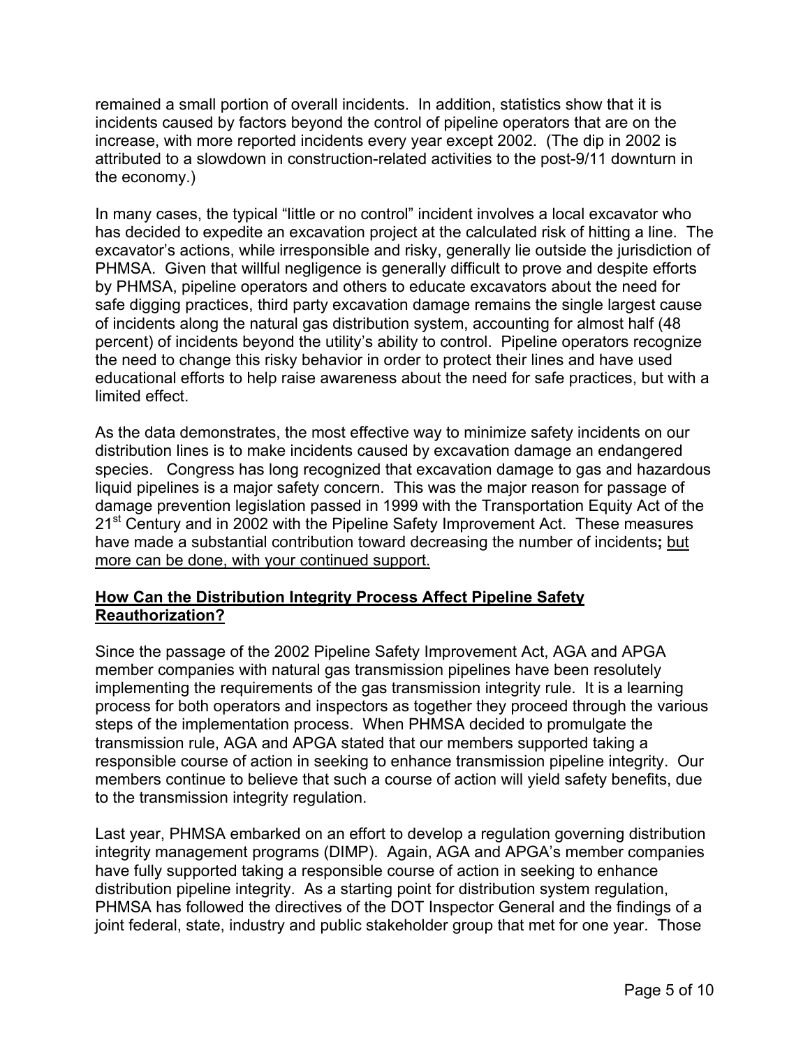remained a small portion of overall incidents. In addition, statistics show that it is incidents caused by factors beyond the control of pipeline operators that are on the increase, with more reported incidents every year except 2002. (The dip in 2002 is attributed to a slowdown in construction-related activities to the post-9/11 downturn in the economy.)

In many cases, the typical "little or no control" incident involves a local excavator who has decided to expedite an excavation project at the calculated risk of hitting a line. The excavator's actions, while irresponsible and risky, generally lie outside the jurisdiction of PHMSA. Given that willful negligence is generally difficult to prove and despite efforts by PHMSA, pipeline operators and others to educate excavators about the need for safe digging practices, third party excavation damage remains the single largest cause of incidents along the natural gas distribution system, accounting for almost half (48 percent) of incidents beyond the utility's ability to control. Pipeline operators recognize the need to change this risky behavior in order to protect their lines and have used educational efforts to help raise awareness about the need for safe practices, but with a limited effect.

As the data demonstrates, the most effective way to minimize safety incidents on our distribution lines is to make incidents caused by excavation damage an endangered species. Congress has long recognized that excavation damage to gas and hazardous liquid pipelines is a major safety concern. This was the major reason for passage of damage prevention legislation passed in 1999 with the Transportation Equity Act of the 21st Century and in 2002 with the Pipeline Safety Improvement Act. These measures have made a substantial contribution toward decreasing the number of incidents**;** <u>but more can be done, with your continued support.</u>

**<u>How Can the Distribution Integrity Process Affect Pipeline Safety Reauthorization?</u>**

Since the passage of the 2002 Pipeline Safety Improvement Act, AGA and APGA member companies with natural gas transmission pipelines have been resolutely implementing the requirements of the gas transmission integrity rule. It is a learning process for both operators and inspectors as together they proceed through the various steps of the implementation process. When PHMSA decided to promulgate the transmission rule, AGA and APGA stated that our members supported taking a responsible course of action in seeking to enhance transmission pipeline integrity. Our members continue to believe that such a course of action will yield safety benefits, due to the transmission integrity regulation.

Last year, PHMSA embarked on an effort to develop a regulation governing distribution integrity management programs (DIMP). Again, AGA and APGA's member companies have fully supported taking a responsible course of action in seeking to enhance distribution pipeline integrity. As a starting point for distribution system regulation, PHMSA has followed the directives of the DOT Inspector General and the findings of a joint federal, state, industry and public stakeholder group that met for one year. Those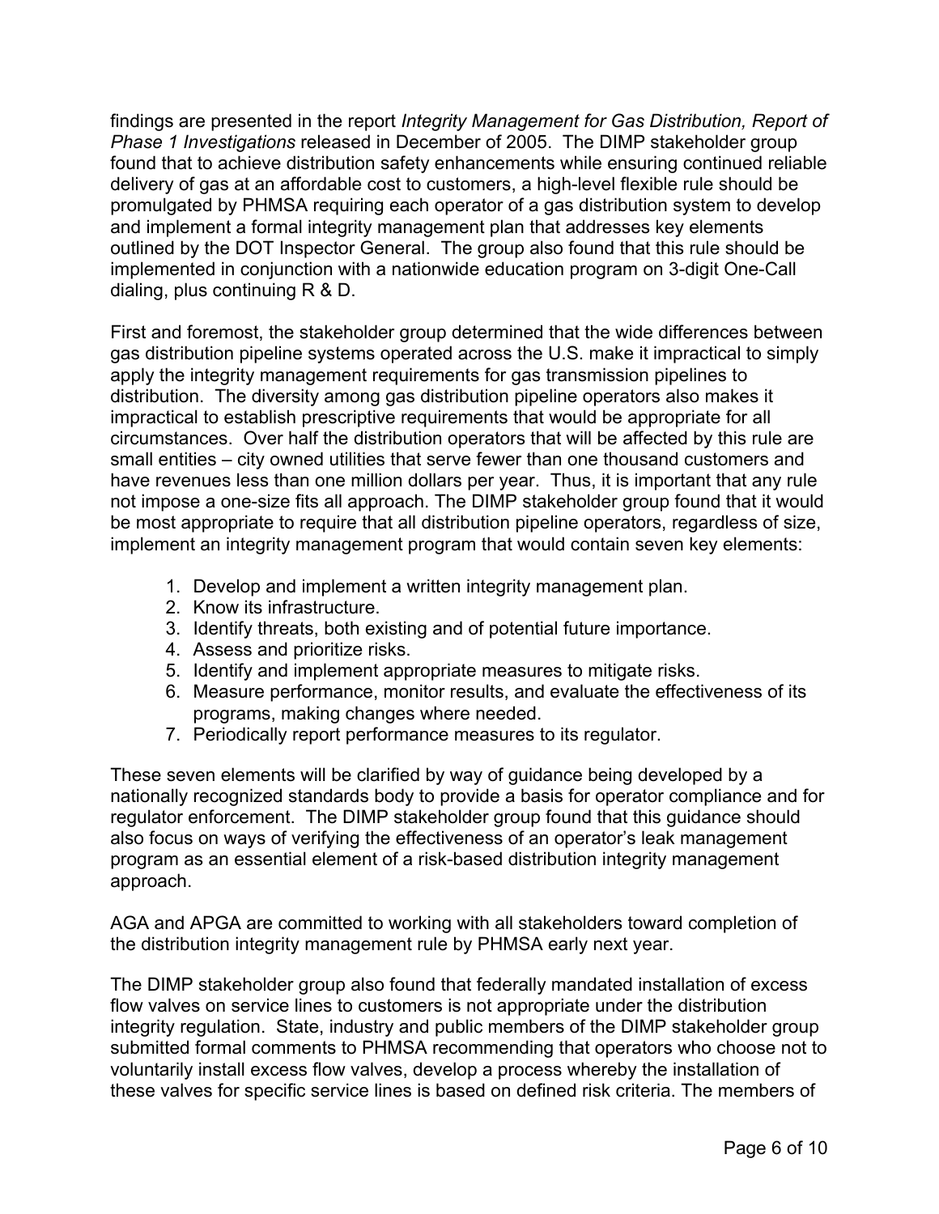findings are presented in the report *Integrity Management for Gas Distribution, Report of Phase 1 Investigations* released in December of 2005. The DIMP stakeholder group found that to achieve distribution safety enhancements while ensuring continued reliable delivery of gas at an affordable cost to customers, a high-level flexible rule should be promulgated by PHMSA requiring each operator of a gas distribution system to develop and implement a formal integrity management plan that addresses key elements outlined by the DOT Inspector General. The group also found that this rule should be implemented in conjunction with a nationwide education program on 3-digit One-Call dialing, plus continuing R & D.

First and foremost, the stakeholder group determined that the wide differences between gas distribution pipeline systems operated across the U.S. make it impractical to simply apply the integrity management requirements for gas transmission pipelines to distribution. The diversity among gas distribution pipeline operators also makes it impractical to establish prescriptive requirements that would be appropriate for all circumstances. Over half the distribution operators that will be affected by this rule are small entities – city owned utilities that serve fewer than one thousand customers and have revenues less than one million dollars per year. Thus, it is important that any rule not impose a one-size fits all approach. The DIMP stakeholder group found that it would be most appropriate to require that all distribution pipeline operators, regardless of size, implement an integrity management program that would contain seven key elements:

1. Develop and implement a written integrity management plan.
2. Know its infrastructure.
3. Identify threats, both existing and of potential future importance.
4. Assess and prioritize risks.
5. Identify and implement appropriate measures to mitigate risks.
6. Measure performance, monitor results, and evaluate the effectiveness of its programs, making changes where needed.
7. Periodically report performance measures to its regulator.

These seven elements will be clarified by way of guidance being developed by a nationally recognized standards body to provide a basis for operator compliance and for regulator enforcement. The DIMP stakeholder group found that this guidance should also focus on ways of verifying the effectiveness of an operator's leak management program as an essential element of a risk-based distribution integrity management approach.

AGA and APGA are committed to working with all stakeholders toward completion of the distribution integrity management rule by PHMSA early next year.

The DIMP stakeholder group also found that federally mandated installation of excess flow valves on service lines to customers is not appropriate under the distribution integrity regulation. State, industry and public members of the DIMP stakeholder group submitted formal comments to PHMSA recommending that operators who choose not to voluntarily install excess flow valves, develop a process whereby the installation of these valves for specific service lines is based on defined risk criteria. The members of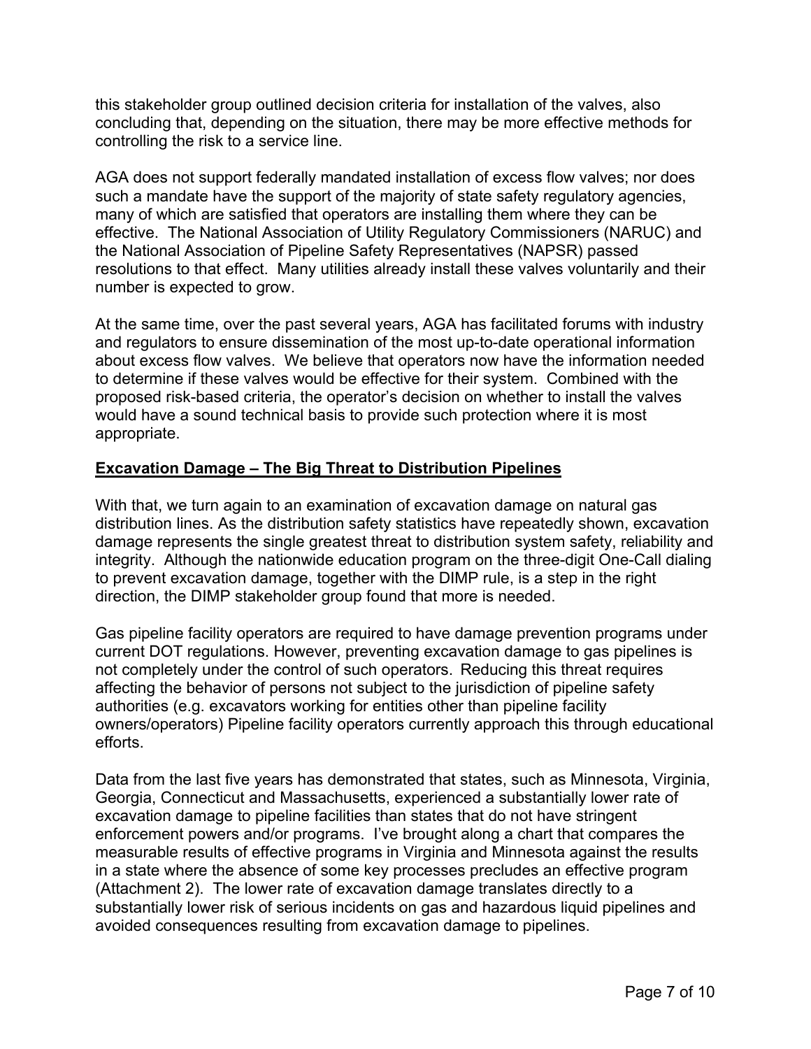this stakeholder group outlined decision criteria for installation of the valves, also concluding that, depending on the situation, there may be more effective methods for controlling the risk to a service line.

AGA does not support federally mandated installation of excess flow valves; nor does such a mandate have the support of the majority of state safety regulatory agencies, many of which are satisfied that operators are installing them where they can be effective. The National Association of Utility Regulatory Commissioners (NARUC) and the National Association of Pipeline Safety Representatives (NAPSR) passed resolutions to that effect. Many utilities already install these valves voluntarily and their number is expected to grow.

At the same time, over the past several years, AGA has facilitated forums with industry and regulators to ensure dissemination of the most up-to-date operational information about excess flow valves. We believe that operators now have the information needed to determine if these valves would be effective for their system. Combined with the proposed risk-based criteria, the operator's decision on whether to install the valves would have a sound technical basis to provide such protection where it is most appropriate.

## Excavation Damage – The Big Threat to Distribution Pipelines

With that, we turn again to an examination of excavation damage on natural gas distribution lines. As the distribution safety statistics have repeatedly shown, excavation damage represents the single greatest threat to distribution system safety, reliability and integrity. Although the nationwide education program on the three-digit One-Call dialing to prevent excavation damage, together with the DIMP rule, is a step in the right direction, the DIMP stakeholder group found that more is needed.

Gas pipeline facility operators are required to have damage prevention programs under current DOT regulations. However, preventing excavation damage to gas pipelines is not completely under the control of such operators. Reducing this threat requires affecting the behavior of persons not subject to the jurisdiction of pipeline safety authorities (e.g. excavators working for entities other than pipeline facility owners/operators) Pipeline facility operators currently approach this through educational efforts.

Data from the last five years has demonstrated that states, such as Minnesota, Virginia, Georgia, Connecticut and Massachusetts, experienced a substantially lower rate of excavation damage to pipeline facilities than states that do not have stringent enforcement powers and/or programs. I've brought along a chart that compares the measurable results of effective programs in Virginia and Minnesota against the results in a state where the absence of some key processes precludes an effective program (Attachment 2). The lower rate of excavation damage translates directly to a substantially lower risk of serious incidents on gas and hazardous liquid pipelines and avoided consequences resulting from excavation damage to pipelines.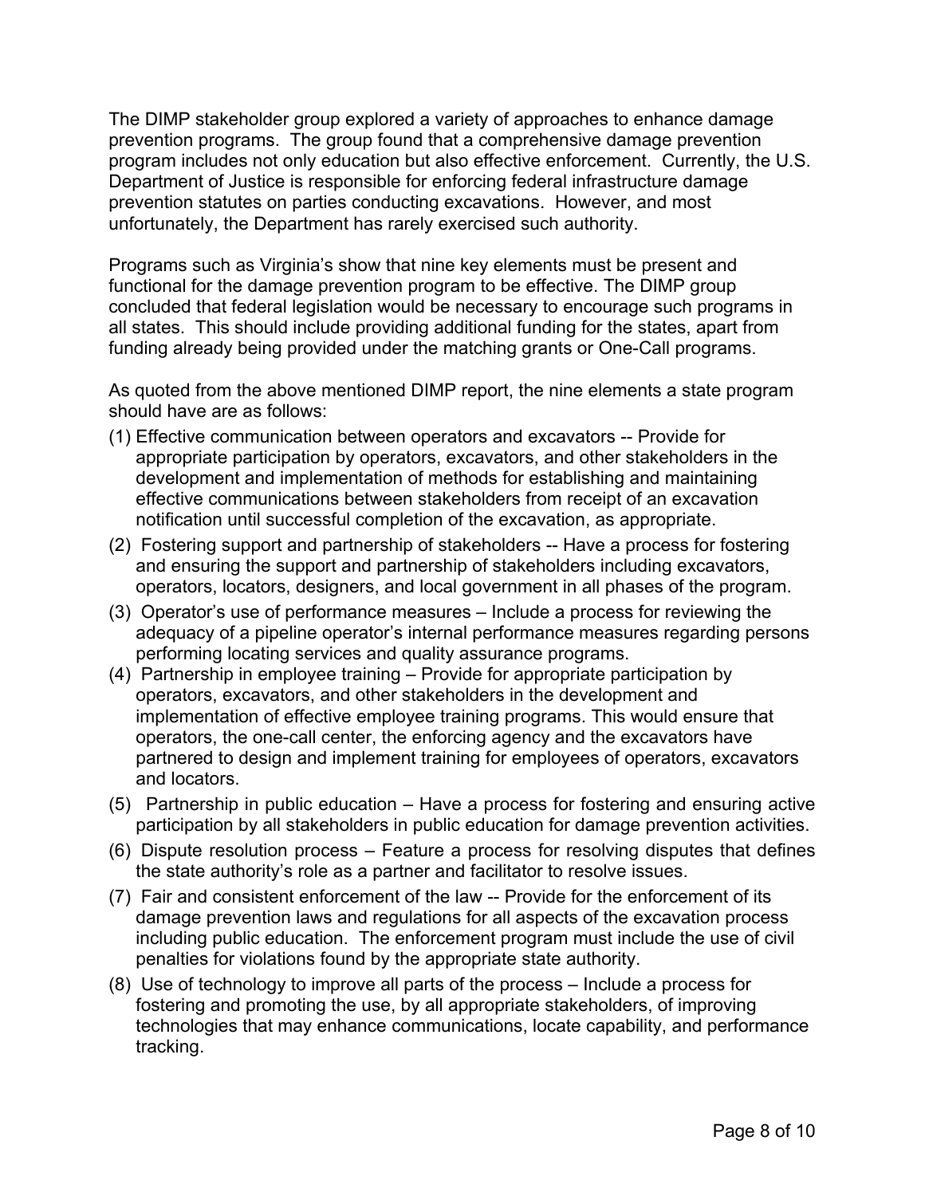The DIMP stakeholder group explored a variety of approaches to enhance damage prevention programs. The group found that a comprehensive damage prevention program includes not only education but also effective enforcement. Currently, the U.S. Department of Justice is responsible for enforcing federal infrastructure damage prevention statutes on parties conducting excavations. However, and most unfortunately, the Department has rarely exercised such authority.

Programs such as Virginia's show that nine key elements must be present and functional for the damage prevention program to be effective. The DIMP group concluded that federal legislation would be necessary to encourage such programs in all states. This should include providing additional funding for the states, apart from funding already being provided under the matching grants or One-Call programs.

As quoted from the above mentioned DIMP report, the nine elements a state program should have are as follows:

(1) Effective communication between operators and excavators -- Provide for appropriate participation by operators, excavators, and other stakeholders in the development and implementation of methods for establishing and maintaining effective communications between stakeholders from receipt of an excavation notification until successful completion of the excavation, as appropriate.

(2) Fostering support and partnership of stakeholders -- Have a process for fostering and ensuring the support and partnership of stakeholders including excavators, operators, locators, designers, and local government in all phases of the program.

(3) Operator's use of performance measures – Include a process for reviewing the adequacy of a pipeline operator's internal performance measures regarding persons performing locating services and quality assurance programs.

(4) Partnership in employee training – Provide for appropriate participation by operators, excavators, and other stakeholders in the development and implementation of effective employee training programs. This would ensure that operators, the one-call center, the enforcing agency and the excavators have partnered to design and implement training for employees of operators, excavators and locators.

(5) Partnership in public education – Have a process for fostering and ensuring active participation by all stakeholders in public education for damage prevention activities.

(6) Dispute resolution process – Feature a process for resolving disputes that defines the state authority's role as a partner and facilitator to resolve issues.

(7) Fair and consistent enforcement of the law -- Provide for the enforcement of its damage prevention laws and regulations for all aspects of the excavation process including public education. The enforcement program must include the use of civil penalties for violations found by the appropriate state authority.

(8) Use of technology to improve all parts of the process – Include a process for fostering and promoting the use, by all appropriate stakeholders, of improving technologies that may enhance communications, locate capability, and performance tracking.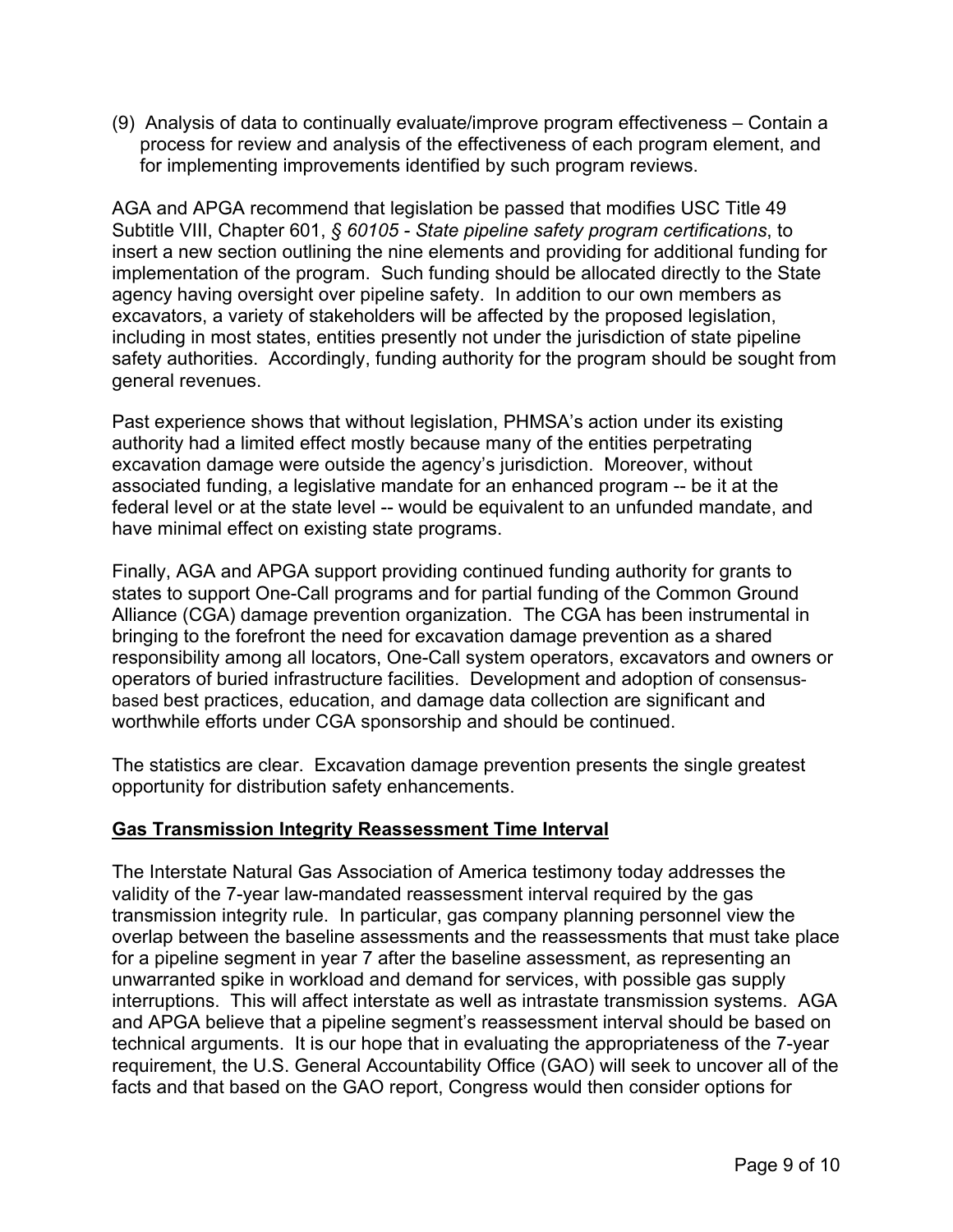(9) Analysis of data to continually evaluate/improve program effectiveness – Contain a process for review and analysis of the effectiveness of each program element, and for implementing improvements identified by such program reviews.

AGA and APGA recommend that legislation be passed that modifies USC Title 49 Subtitle VIII, Chapter 601, *§ 60105 - State pipeline safety program certifications*, to insert a new section outlining the nine elements and providing for additional funding for implementation of the program. Such funding should be allocated directly to the State agency having oversight over pipeline safety. In addition to our own members as excavators, a variety of stakeholders will be affected by the proposed legislation, including in most states, entities presently not under the jurisdiction of state pipeline safety authorities. Accordingly, funding authority for the program should be sought from general revenues.

Past experience shows that without legislation, PHMSA's action under its existing authority had a limited effect mostly because many of the entities perpetrating excavation damage were outside the agency's jurisdiction. Moreover, without associated funding, a legislative mandate for an enhanced program -- be it at the federal level or at the state level -- would be equivalent to an unfunded mandate, and have minimal effect on existing state programs.

Finally, AGA and APGA support providing continued funding authority for grants to states to support One-Call programs and for partial funding of the Common Ground Alliance (CGA) damage prevention organization. The CGA has been instrumental in bringing to the forefront the need for excavation damage prevention as a shared responsibility among all locators, One-Call system operators, excavators and owners or operators of buried infrastructure facilities. Development and adoption of consensus-based best practices, education, and damage data collection are significant and worthwhile efforts under CGA sponsorship and should be continued.

The statistics are clear. Excavation damage prevention presents the single greatest opportunity for distribution safety enhancements.

## Gas Transmission Integrity Reassessment Time Interval

The Interstate Natural Gas Association of America testimony today addresses the validity of the 7-year law-mandated reassessment interval required by the gas transmission integrity rule. In particular, gas company planning personnel view the overlap between the baseline assessments and the reassessments that must take place for a pipeline segment in year 7 after the baseline assessment, as representing an unwarranted spike in workload and demand for services, with possible gas supply interruptions. This will affect interstate as well as intrastate transmission systems. AGA and APGA believe that a pipeline segment's reassessment interval should be based on technical arguments. It is our hope that in evaluating the appropriateness of the 7-year requirement, the U.S. General Accountability Office (GAO) will seek to uncover all of the facts and that based on the GAO report, Congress would then consider options for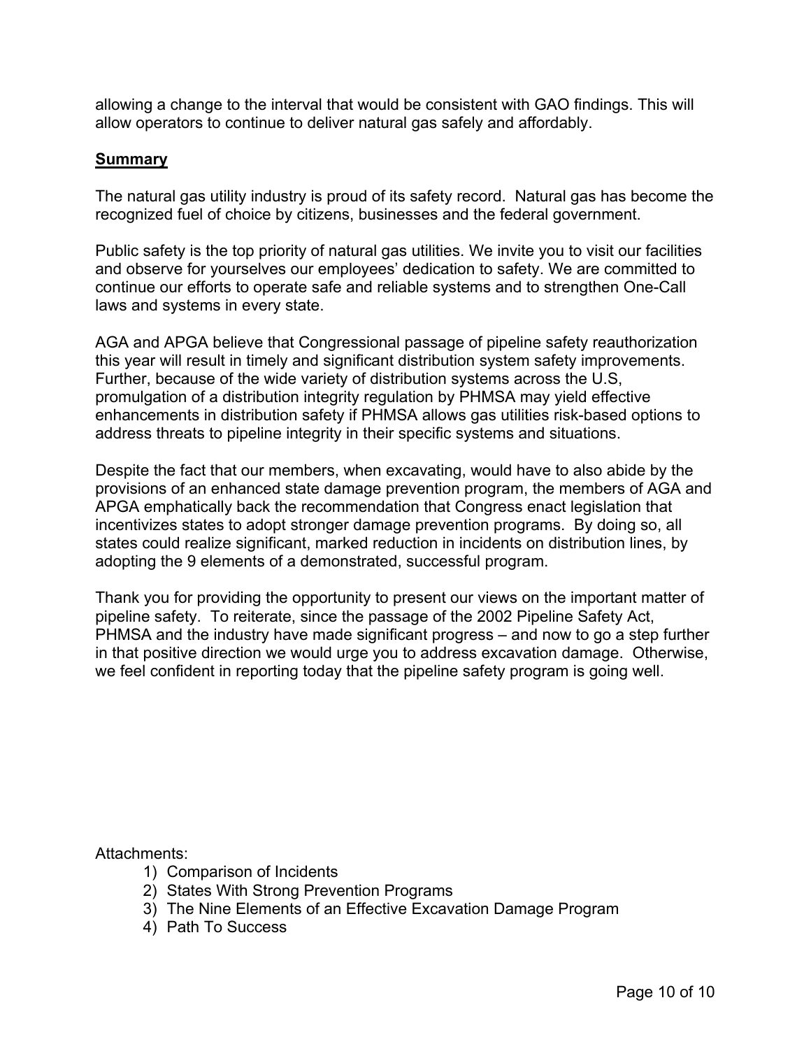allowing a change to the interval that would be consistent with GAO findings. This will allow operators to continue to deliver natural gas safely and affordably.

## Summary

The natural gas utility industry is proud of its safety record. Natural gas has become the recognized fuel of choice by citizens, businesses and the federal government.

Public safety is the top priority of natural gas utilities. We invite you to visit our facilities and observe for yourselves our employees' dedication to safety. We are committed to continue our efforts to operate safe and reliable systems and to strengthen One-Call laws and systems in every state.

AGA and APGA believe that Congressional passage of pipeline safety reauthorization this year will result in timely and significant distribution system safety improvements. Further, because of the wide variety of distribution systems across the U.S, promulgation of a distribution integrity regulation by PHMSA may yield effective enhancements in distribution safety if PHMSA allows gas utilities risk-based options to address threats to pipeline integrity in their specific systems and situations.

Despite the fact that our members, when excavating, would have to also abide by the provisions of an enhanced state damage prevention program, the members of AGA and APGA emphatically back the recommendation that Congress enact legislation that incentivizes states to adopt stronger damage prevention programs. By doing so, all states could realize significant, marked reduction in incidents on distribution lines, by adopting the 9 elements of a demonstrated, successful program.

Thank you for providing the opportunity to present our views on the important matter of pipeline safety. To reiterate, since the passage of the 2002 Pipeline Safety Act, PHMSA and the industry have made significant progress – and now to go a step further in that positive direction we would urge you to address excavation damage. Otherwise, we feel confident in reporting today that the pipeline safety program is going well.

Attachments:

1) Comparison of Incidents
2) States With Strong Prevention Programs
3) The Nine Elements of an Effective Excavation Damage Program
4) Path To Success